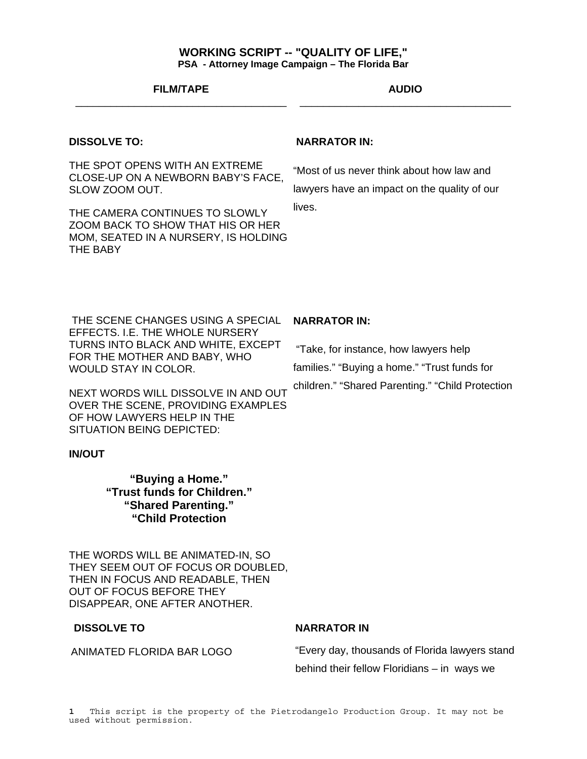# WORKING SCRIPT -- "QUALITY OF LIFE,"

**PSA - Attorney Image Campaign – The Florida Bar**

| FILM/TAPE | AUDIO |
|---|---|
| **DISSOLVE TO:**<br><br>THE SPOT OPENS WITH AN EXTREME CLOSE-UP ON A NEWBORN BABY'S FACE, SLOW ZOOM OUT.<br><br>THE CAMERA CONTINUES TO SLOWLY ZOOM BACK TO SHOW THAT HIS OR HER MOM, SEATED IN A NURSERY, IS HOLDING THE BABY | **NARRATOR IN:**<br><br>"Most of us never think about how law and lawyers have an impact on the quality of our lives. |
| THE SCENE CHANGES USING A SPECIAL EFFECTS. I.E. THE WHOLE NURSERY TURNS INTO BLACK AND WHITE, EXCEPT FOR THE MOTHER AND BABY, WHO WOULD STAY IN COLOR.<br><br>NEXT WORDS WILL DISSOLVE IN AND OUT OVER THE SCENE, PROVIDING EXAMPLES OF HOW LAWYERS HELP IN THE SITUATION BEING DEPICTED:<br><br>**IN/OUT**<br><br>**"Buying a Home."**<br>**"Trust funds for Children."**<br>**"Shared Parenting."**<br>**"Child Protection**<br><br>THE WORDS WILL BE ANIMATED-IN, SO THEY SEEM OUT OF FOCUS OR DOUBLED, THEN IN FOCUS AND READABLE, THEN OUT OF FOCUS BEFORE THEY DISAPPEAR, ONE AFTER ANOTHER. | **NARRATOR IN:**<br><br>"Take, for instance, how lawyers help families." "Buying a home." "Trust funds for children." "Shared Parenting." "Child Protection |
| **DISSOLVE TO**<br><br>ANIMATED FLORIDA BAR LOGO | **NARRATOR IN**<br><br>"Every day, thousands of Florida lawyers stand behind their fellow Floridians – in ways we |

1 This script is the property of the Pietrodangelo Production Group. It may not be used without permission.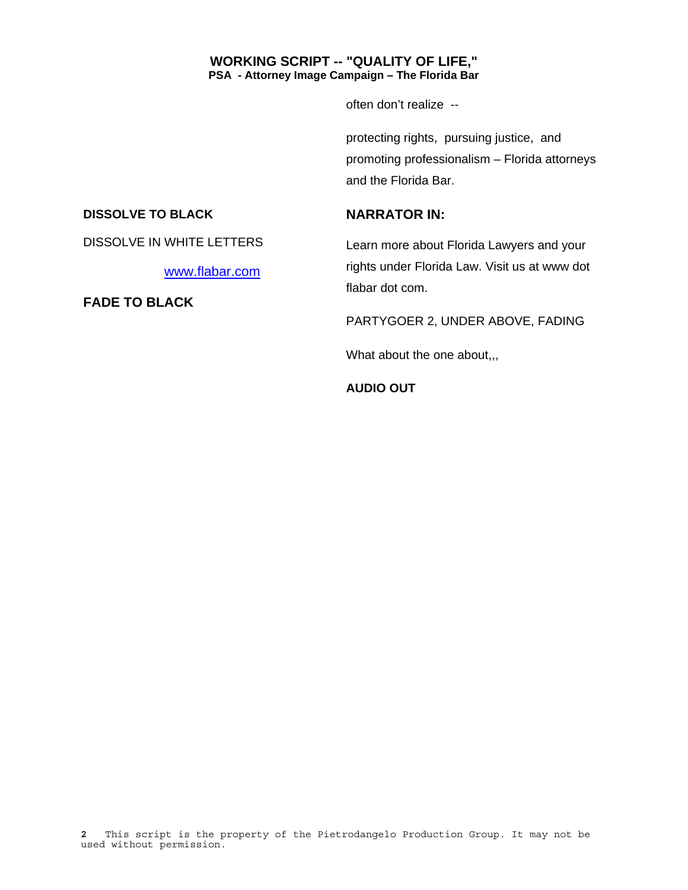often don't realize --

protecting rights, pursuing justice, and promoting professionalism – Florida attorneys and the Florida Bar.

| | |
|---|---|
| **DISSOLVE TO BLACK** | **NARRATOR IN:** |
| DISSOLVE IN WHITE LETTERS<br><br>www.flabar.com | Learn more about Florida Lawyers and your rights under Florida Law. Visit us at www dot flabar dot com. |
| **FADE TO BLACK** | |
| | PARTYGOER 2, UNDER ABOVE, FADING |
| | What about the one about,,, |
| | **AUDIO OUT** |

This script is the property of the Pietrodangelo Production Group. It may not be used without permission.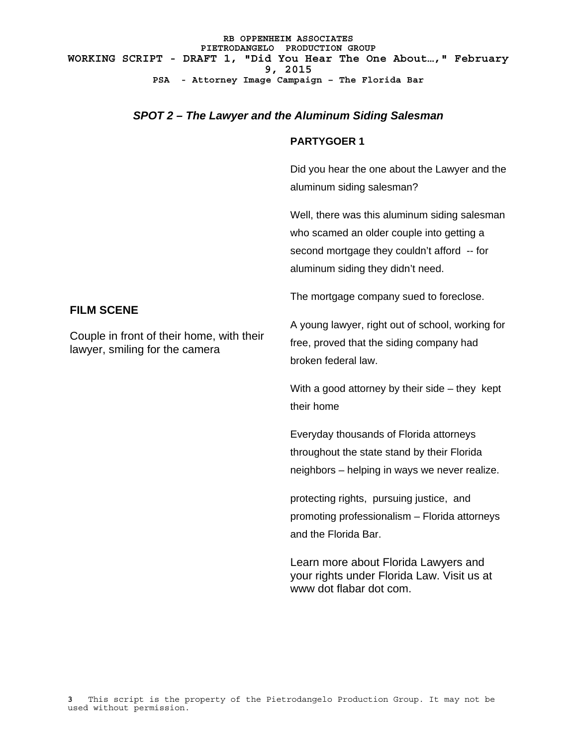**RB OPPENHEIM ASSOCIATES**
**PIETRODANGELO PRODUCTION GROUP**
**WORKING SCRIPT - DRAFT 1, "Did You Hear The One About…," February 9, 2015**
**PSA - Attorney Image Campaign – The Florida Bar**

### *SPOT 2 – The Lawyer and the Aluminum Siding Salesman*

**PARTYGOER 1**

Did you hear the one about the Lawyer and the aluminum siding salesman?

Well, there was this aluminum siding salesman who scamed an older couple into getting a second mortgage they couldn't afford -- for aluminum siding they didn't need.

The mortgage company sued to foreclose.

**FILM SCENE**

Couple in front of their home, with their lawyer, smiling for the camera

A young lawyer, right out of school, working for free, proved that the siding company had broken federal law.

With a good attorney by their side – they kept their home

Everyday thousands of Florida attorneys throughout the state stand by their Florida neighbors – helping in ways we never realize.

protecting rights, pursuing justice, and promoting professionalism – Florida attorneys and the Florida Bar.

Learn more about Florida Lawyers and your rights under Florida Law. Visit us at www dot flabar dot com.

This script is the property of the Pietrodangelo Production Group. It may not be used without permission.